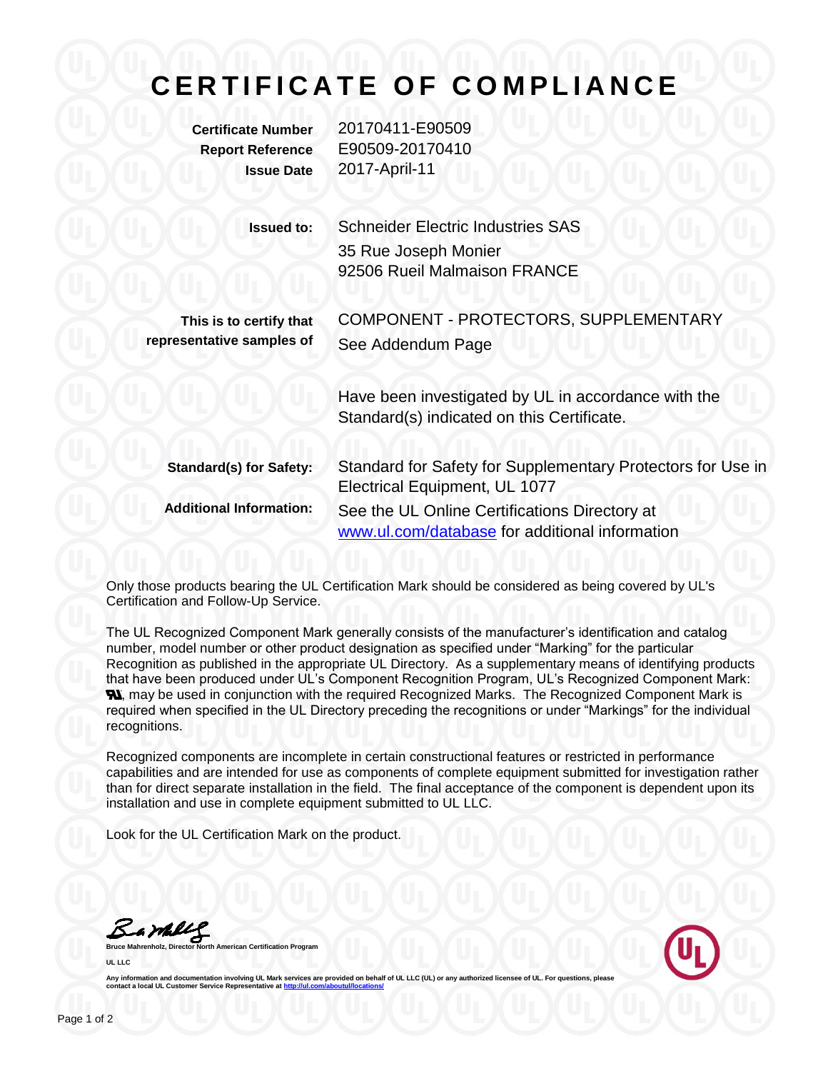# CERTIFICATE OF COMPLIANCE

| | |
|---|---|
| **Certificate Number** | 20170411-E90509 |
| **Report Reference** | E90509-20170410 |
| **Issue Date** | 2017-April-11 |

**Issued to:** Schneider Electric Industries SAS
35 Rue Joseph Monier
92506 Rueil Malmaison FRANCE

**This is to certify that representative samples of** COMPONENT - PROTECTORS, SUPPLEMENTARY
See Addendum Page

Have been investigated by UL in accordance with the Standard(s) indicated on this Certificate.

**Standard(s) for Safety:** Standard for Safety for Supplementary Protectors for Use in Electrical Equipment, UL 1077

**Additional Information:** See the UL Online Certifications Directory at [www.ul.com/database](www.ul.com/database) for additional information

Only those products bearing the UL Certification Mark should be considered as being covered by UL's Certification and Follow-Up Service.

The UL Recognized Component Mark generally consists of the manufacturer's identification and catalog number, model number or other product designation as specified under "Marking" for the particular Recognition as published in the appropriate UL Directory. As a supplementary means of identifying products that have been produced under UL's Component Recognition Program, UL's Recognized Component Mark: RU, may be used in conjunction with the required Recognized Marks. The Recognized Component Mark is required when specified in the UL Directory preceding the recognitions or under "Markings" for the individual recognitions.

Recognized components are incomplete in certain constructional features or restricted in performance capabilities and are intended for use as components of complete equipment submitted for investigation rather than for direct separate installation in the field. The final acceptance of the component is dependent upon its installation and use in complete equipment submitted to UL LLC.

Look for the UL Certification Mark on the product.

**Bruce Mahrenholz, Director North American Certification Program**

**UL LLC**

**Any information and documentation involving UL Mark services are provided on behalf of UL LLC (UL) or any authorized licensee of UL. For questions, please contact a local UL Customer Service Representative at [http://ul.com/aboutul/locations/](http://ul.com/aboutul/locations/)**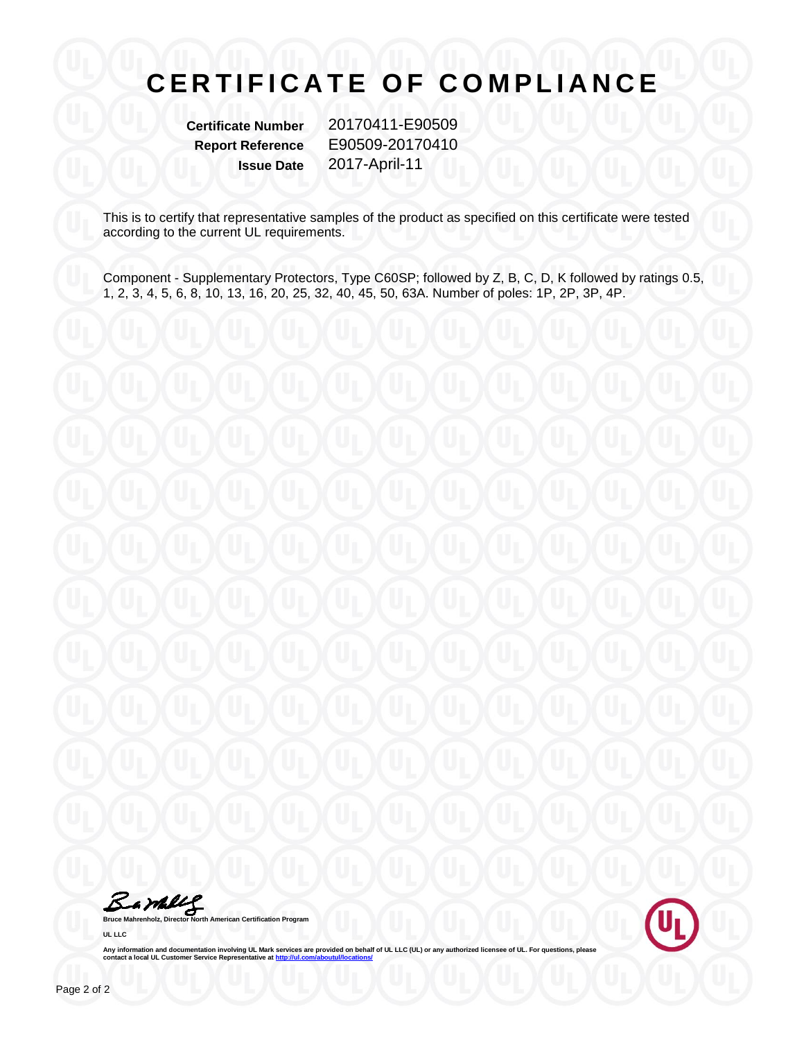# CERTIFICATE OF COMPLIANCE

| | |
|---|---|
| **Certificate Number** | 20170411-E90509 |
| **Report Reference** | E90509-20170410 |
| **Issue Date** | 2017-April-11 |

This is to certify that representative samples of the product as specified on this certificate were tested according to the current UL requirements.

Component - Supplementary Protectors, Type C60SP; followed by Z, B, C, D, K followed by ratings 0.5, 1, 2, 3, 4, 5, 6, 8, 10, 13, 16, 20, 25, 32, 40, 45, 50, 63A. Number of poles: 1P, 2P, 3P, 4P.

**Bruce Mahrenholz, Director North American Certification Program**

**UL LLC**

**Any information and documentation involving UL Mark services are provided on behalf of UL LLC (UL) or any authorized licensee of UL. For questions, please contact a local UL Customer Service Representative at http://ul.com/aboutul/locations/**